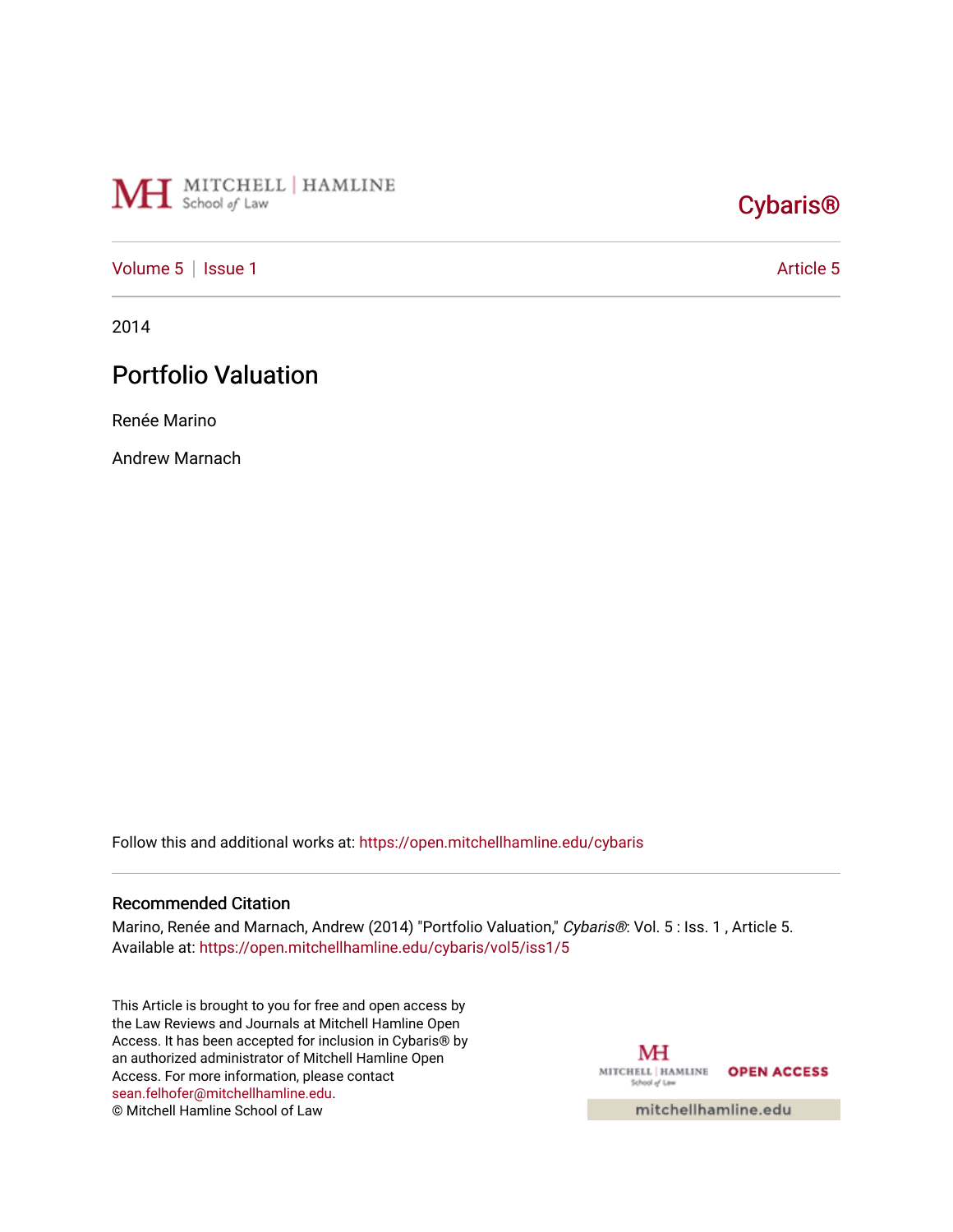Cybaris®

Volume 5 | Issue 1 Article 5

2014

# Portfolio Valuation

Renée Marino

Andrew Marnach

Follow this and additional works at: https://open.mitchellhamline.edu/cybaris

## Recommended Citation

Marino, Renée and Marnach, Andrew (2014) "Portfolio Valuation," *Cybaris®*: Vol. 5 : Iss. 1 , Article 5.
Available at: https://open.mitchellhamline.edu/cybaris/vol5/iss1/5

This Article is brought to you for free and open access by the Law Reviews and Journals at Mitchell Hamline Open Access. It has been accepted for inclusion in Cybaris® by an authorized administrator of Mitchell Hamline Open Access. For more information, please contact sean.felhofer@mitchellhamline.edu.
© Mitchell Hamline School of Law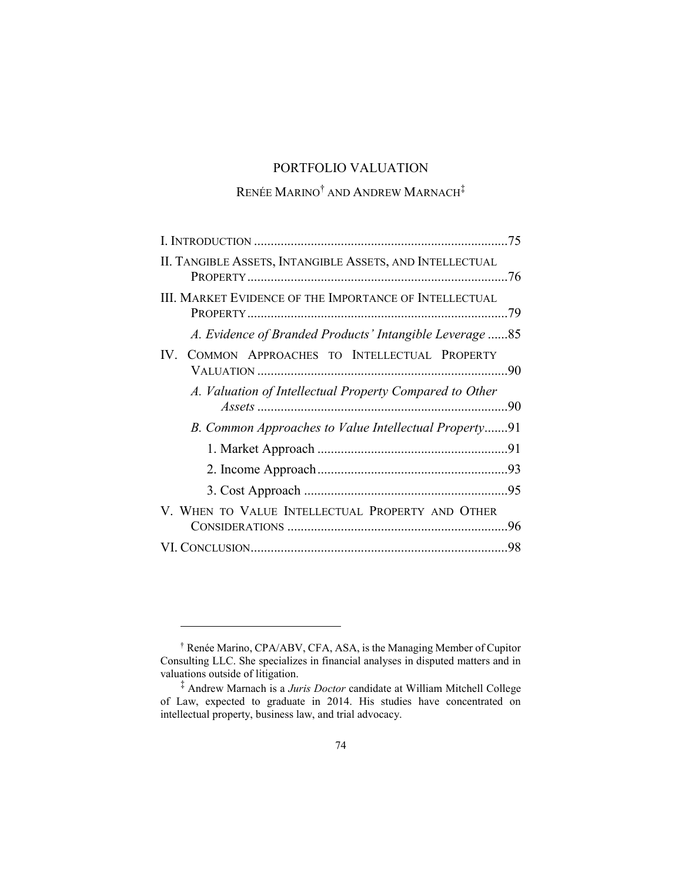# PORTFOLIO VALUATION

RENÉE MARINO[†] AND ANDREW MARNACH[‡]

I. INTRODUCTION ............................................................................75

II. TANGIBLE ASSETS, INTANGIBLE ASSETS, AND INTELLECTUAL PROPERTY ..............................................................................76

III. MARKET EVIDENCE OF THE IMPORTANCE OF INTELLECTUAL PROPERTY ..............................................................................79

*A. Evidence of Branded Products' Intangible Leverage* ......85

IV. COMMON APPROACHES TO INTELLECTUAL PROPERTY VALUATION ...........................................................................90

*A. Valuation of Intellectual Property Compared to Other Assets* ...........................................................................90

*B. Common Approaches to Value Intellectual Property*.......91

1. Market Approach .........................................................91

2. Income Approach.........................................................93

3. Cost Approach .............................................................95

V. WHEN TO VALUE INTELLECTUAL PROPERTY AND OTHER CONSIDERATIONS ..................................................................96

VI. CONCLUSION.............................................................................98

---

[†] Renée Marino, CPA/ABV, CFA, ASA, is the Managing Member of Cupitor Consulting LLC. She specializes in financial analyses in disputed matters and in valuations outside of litigation.

[‡] Andrew Marnach is a *Juris Doctor* candidate at William Mitchell College of Law, expected to graduate in 2014. His studies have concentrated on intellectual property, business law, and trial advocacy.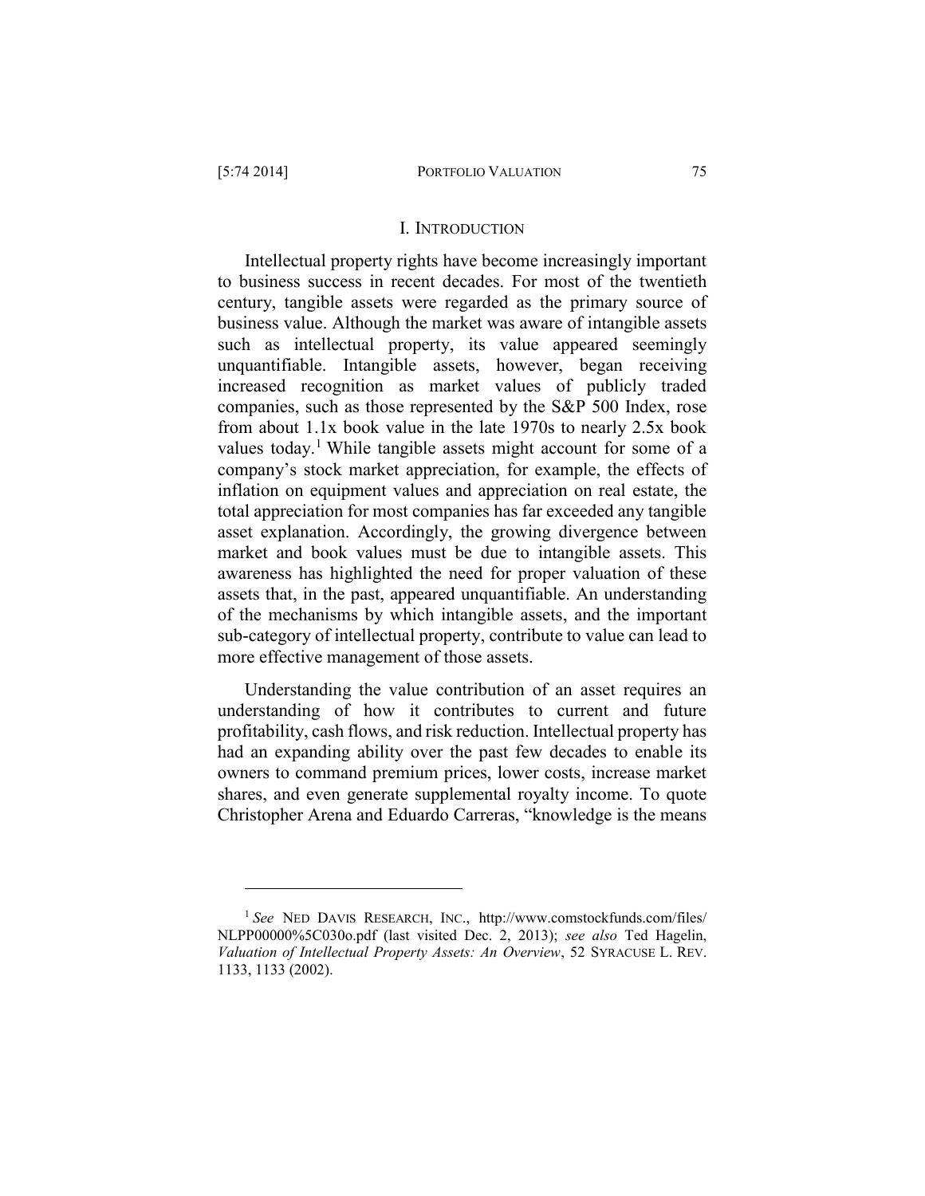## I. INTRODUCTION

Intellectual property rights have become increasingly important to business success in recent decades. For most of the twentieth century, tangible assets were regarded as the primary source of business value. Although the market was aware of intangible assets such as intellectual property, its value appeared seemingly unquantifiable. Intangible assets, however, began receiving increased recognition as market values of publicly traded companies, such as those represented by the S&P 500 Index, rose from about 1.1x book value in the late 1970s to nearly 2.5x book values today.[1] While tangible assets might account for some of a company's stock market appreciation, for example, the effects of inflation on equipment values and appreciation on real estate, the total appreciation for most companies has far exceeded any tangible asset explanation. Accordingly, the growing divergence between market and book values must be due to intangible assets. This awareness has highlighted the need for proper valuation of these assets that, in the past, appeared unquantifiable. An understanding of the mechanisms by which intangible assets, and the important sub-category of intellectual property, contribute to value can lead to more effective management of those assets.

Understanding the value contribution of an asset requires an understanding of how it contributes to current and future profitability, cash flows, and risk reduction. Intellectual property has had an expanding ability over the past few decades to enable its owners to command premium prices, lower costs, increase market shares, and even generate supplemental royalty income. To quote Christopher Arena and Eduardo Carreras, "knowledge is the means

---

[1] *See* NED DAVIS RESEARCH, INC., http://www.comstockfunds.com/files/NLPP00000%5C030o.pdf (last visited Dec. 2, 2013); *see also* Ted Hagelin, *Valuation of Intellectual Property Assets: An Overview*, 52 SYRACUSE L. REV. 1133, 1133 (2002).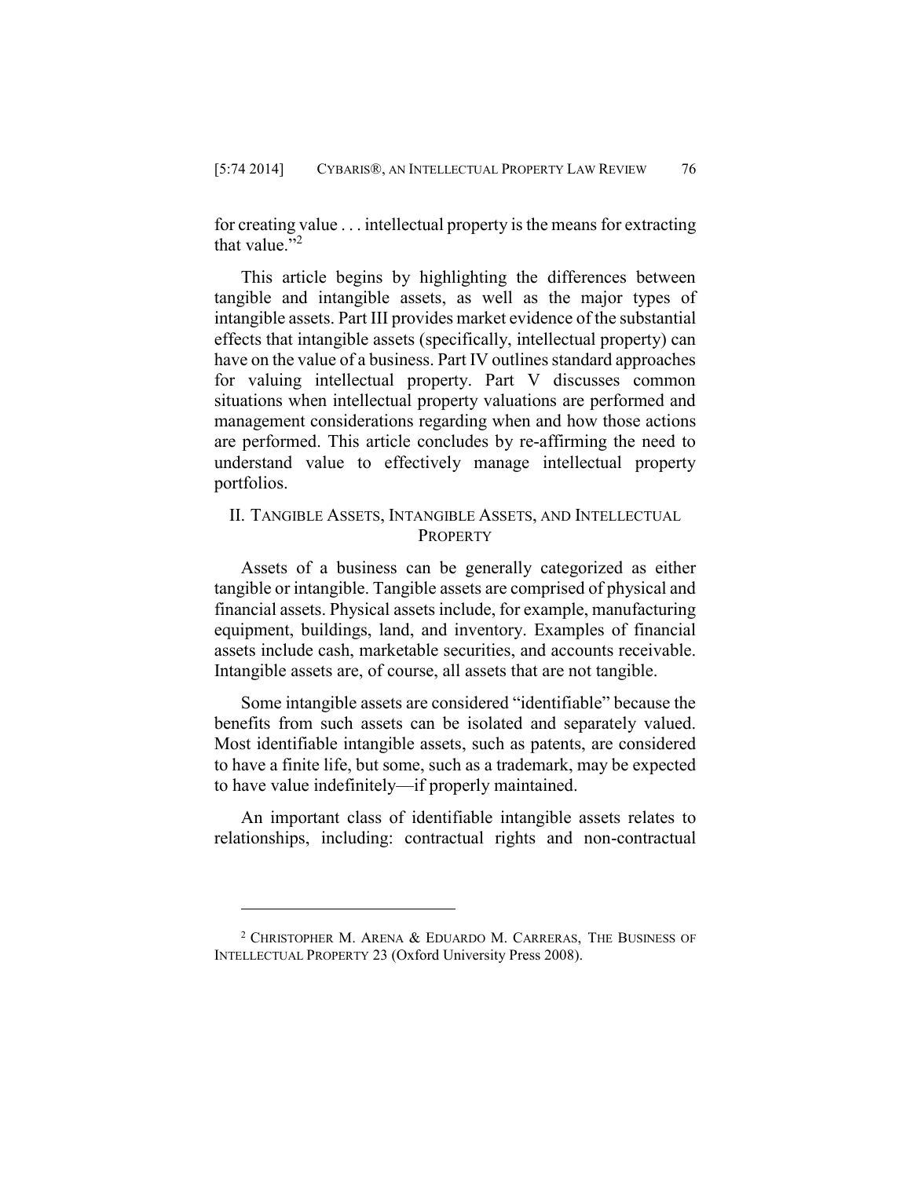for creating value . . . intellectual property is the means for extracting that value."[2]

This article begins by highlighting the differences between tangible and intangible assets, as well as the major types of intangible assets. Part III provides market evidence of the substantial effects that intangible assets (specifically, intellectual property) can have on the value of a business. Part IV outlines standard approaches for valuing intellectual property. Part V discusses common situations when intellectual property valuations are performed and management considerations regarding when and how those actions are performed. This article concludes by re-affirming the need to understand value to effectively manage intellectual property portfolios.

## II. TANGIBLE ASSETS, INTANGIBLE ASSETS, AND INTELLECTUAL PROPERTY

Assets of a business can be generally categorized as either tangible or intangible. Tangible assets are comprised of physical and financial assets. Physical assets include, for example, manufacturing equipment, buildings, land, and inventory. Examples of financial assets include cash, marketable securities, and accounts receivable. Intangible assets are, of course, all assets that are not tangible.

Some intangible assets are considered "identifiable" because the benefits from such assets can be isolated and separately valued. Most identifiable intangible assets, such as patents, are considered to have a finite life, but some, such as a trademark, may be expected to have value indefinitely—if properly maintained.

An important class of identifiable intangible assets relates to relationships, including: contractual rights and non-contractual

---

[2] CHRISTOPHER M. ARENA & EDUARDO M. CARRERAS, THE BUSINESS OF INTELLECTUAL PROPERTY 23 (Oxford University Press 2008).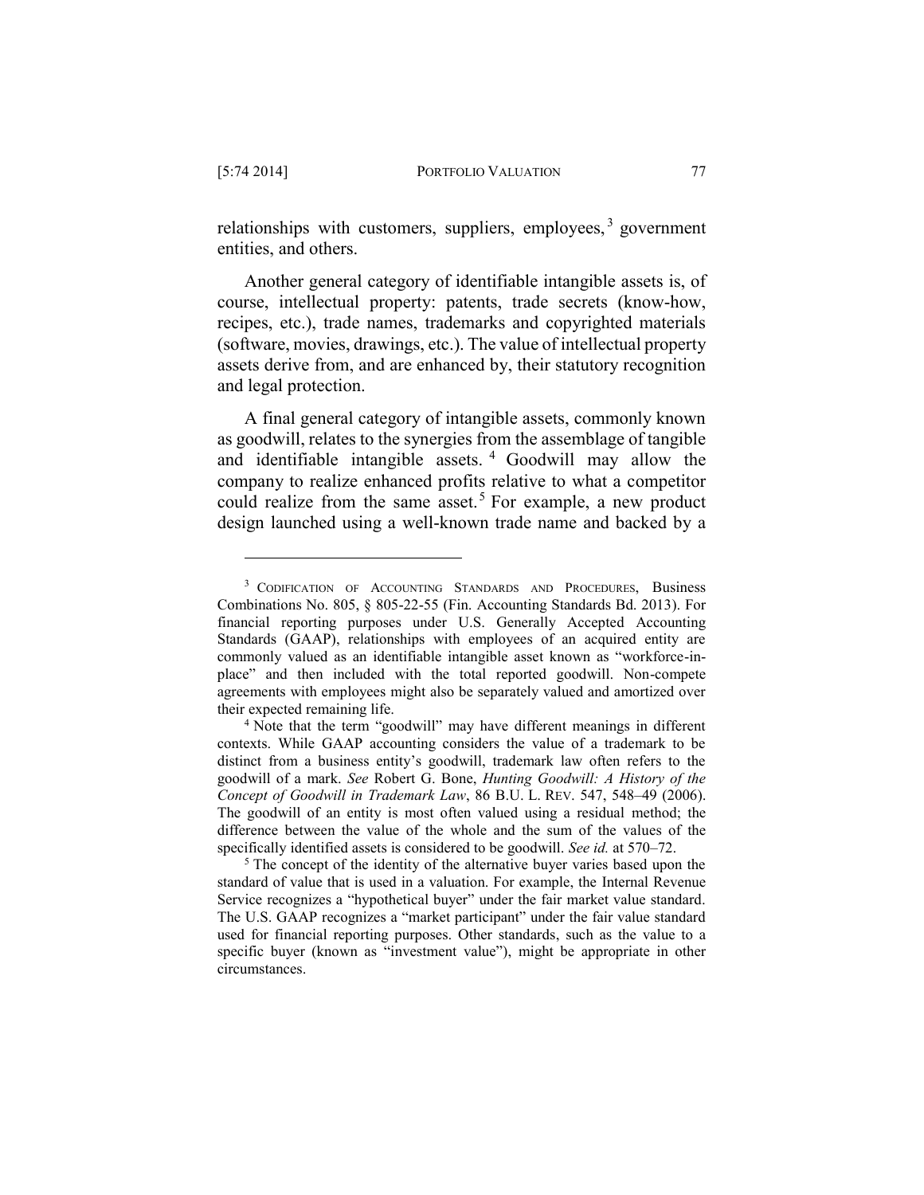relationships with customers, suppliers, employees,[3] government entities, and others.

Another general category of identifiable intangible assets is, of course, intellectual property: patents, trade secrets (know-how, recipes, etc.), trade names, trademarks and copyrighted materials (software, movies, drawings, etc.). The value of intellectual property assets derive from, and are enhanced by, their statutory recognition and legal protection.

A final general category of intangible assets, commonly known as goodwill, relates to the synergies from the assemblage of tangible and identifiable intangible assets.[4] Goodwill may allow the company to realize enhanced profits relative to what a competitor could realize from the same asset.[5] For example, a new product design launched using a well-known trade name and backed by a

---

[3] CODIFICATION OF ACCOUNTING STANDARDS AND PROCEDURES, Business Combinations No. 805, § 805-22-55 (Fin. Accounting Standards Bd. 2013). For financial reporting purposes under U.S. Generally Accepted Accounting Standards (GAAP), relationships with employees of an acquired entity are commonly valued as an identifiable intangible asset known as "workforce-in-place" and then included with the total reported goodwill. Non-compete agreements with employees might also be separately valued and amortized over their expected remaining life.

[4] Note that the term "goodwill" may have different meanings in different contexts. While GAAP accounting considers the value of a trademark to be distinct from a business entity's goodwill, trademark law often refers to the goodwill of a mark. *See* Robert G. Bone, *Hunting Goodwill: A History of the Concept of Goodwill in Trademark Law*, 86 B.U. L. REV. 547, 548–49 (2006). The goodwill of an entity is most often valued using a residual method; the difference between the value of the whole and the sum of the values of the specifically identified assets is considered to be goodwill. *See id.* at 570–72.

[5] The concept of the identity of the alternative buyer varies based upon the standard of value that is used in a valuation. For example, the Internal Revenue Service recognizes a "hypothetical buyer" under the fair market value standard. The U.S. GAAP recognizes a "market participant" under the fair value standard used for financial reporting purposes. Other standards, such as the value to a specific buyer (known as "investment value"), might be appropriate in other circumstances.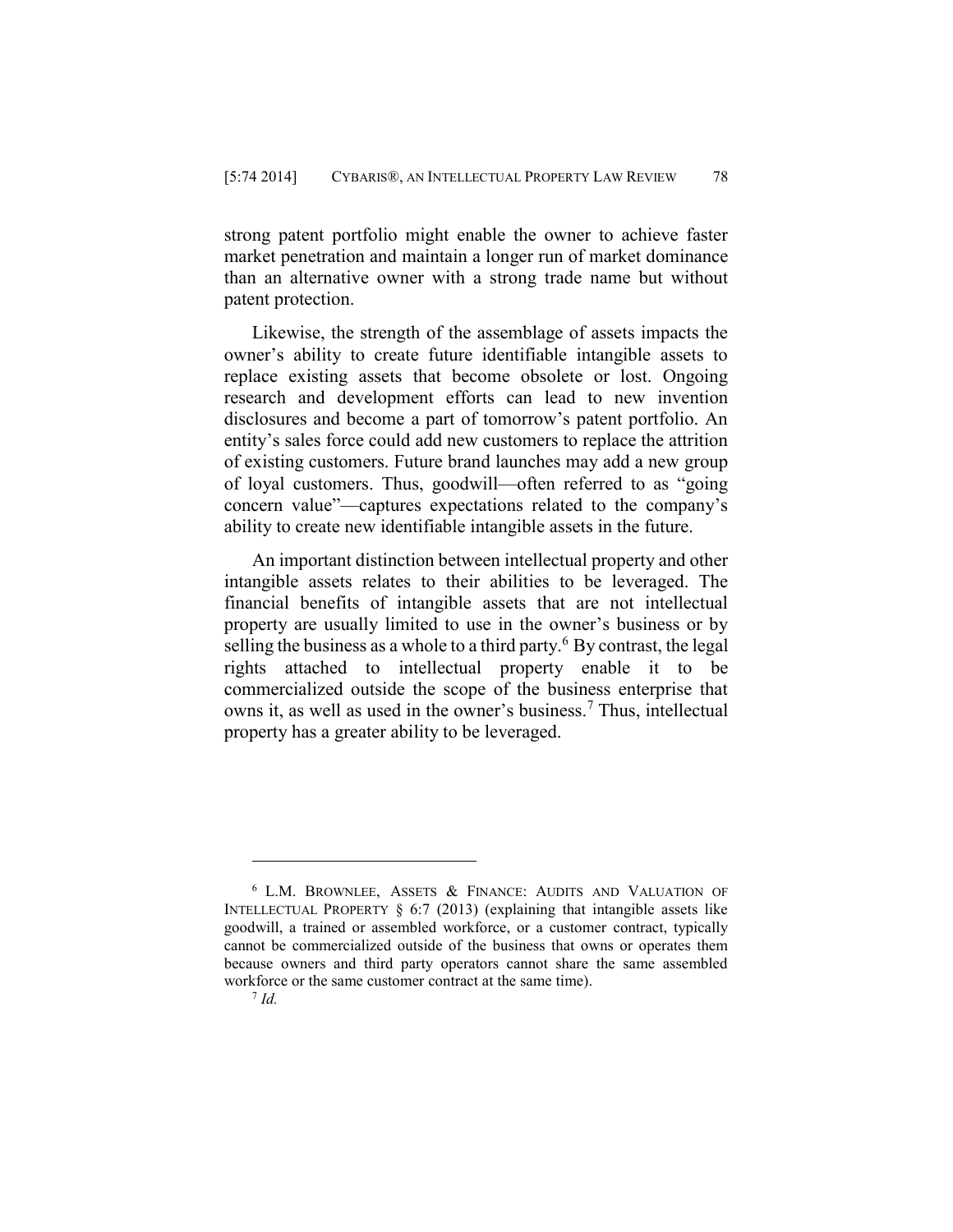strong patent portfolio might enable the owner to achieve faster market penetration and maintain a longer run of market dominance than an alternative owner with a strong trade name but without patent protection.

Likewise, the strength of the assemblage of assets impacts the owner's ability to create future identifiable intangible assets to replace existing assets that become obsolete or lost. Ongoing research and development efforts can lead to new invention disclosures and become a part of tomorrow's patent portfolio. An entity's sales force could add new customers to replace the attrition of existing customers. Future brand launches may add a new group of loyal customers. Thus, goodwill—often referred to as "going concern value"—captures expectations related to the company's ability to create new identifiable intangible assets in the future.

An important distinction between intellectual property and other intangible assets relates to their abilities to be leveraged. The financial benefits of intangible assets that are not intellectual property are usually limited to use in the owner's business or by selling the business as a whole to a third party.[6] By contrast, the legal rights attached to intellectual property enable it to be commercialized outside the scope of the business enterprise that owns it, as well as used in the owner's business.[7] Thus, intellectual property has a greater ability to be leveraged.

---

[6] L.M. BROWNLEE, ASSETS & FINANCE: AUDITS AND VALUATION OF INTELLECTUAL PROPERTY § 6:7 (2013) (explaining that intangible assets like goodwill, a trained or assembled workforce, or a customer contract, typically cannot be commercialized outside of the business that owns or operates them because owners and third party operators cannot share the same assembled workforce or the same customer contract at the same time).

[7] *Id.*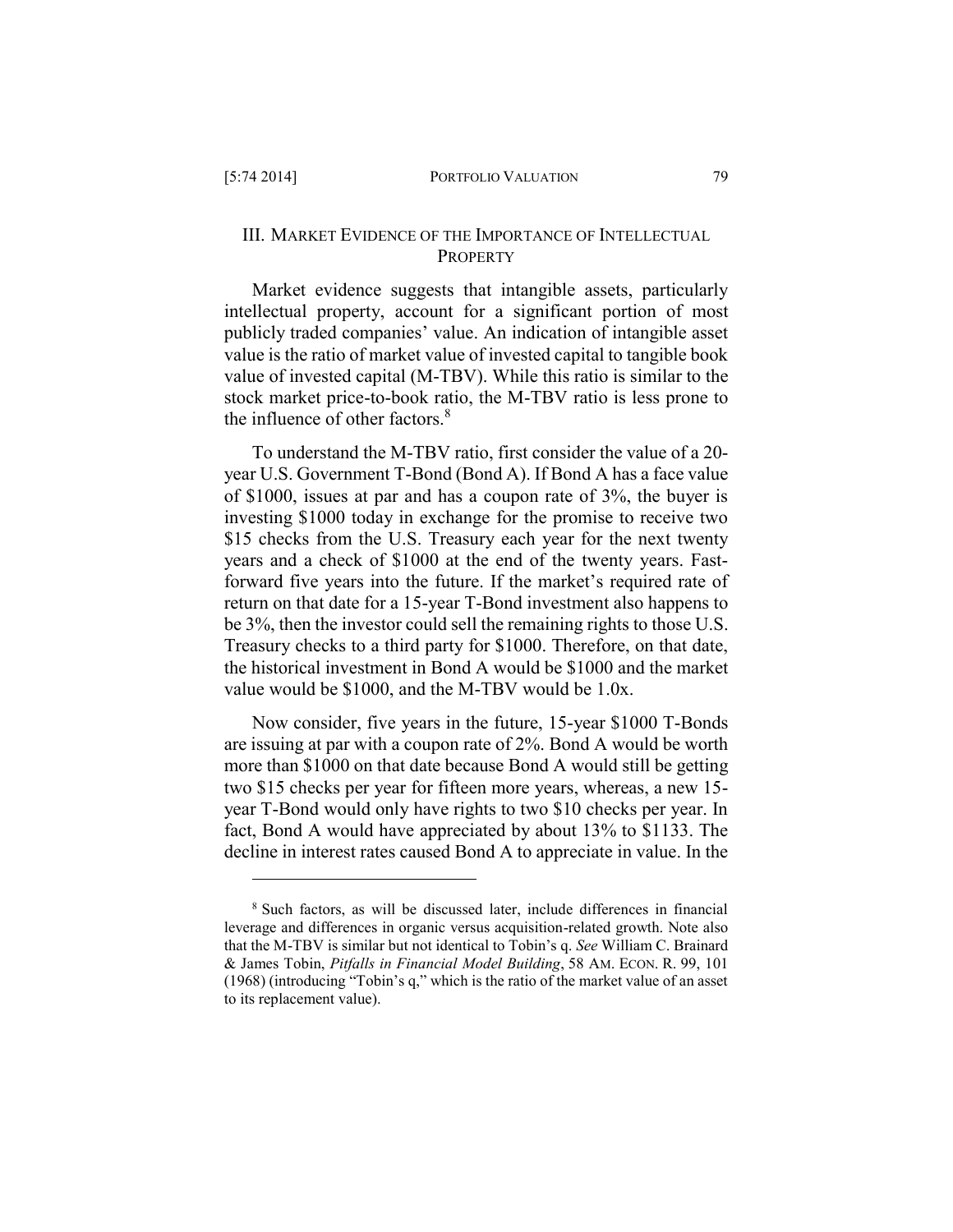## III. Market Evidence of the Importance of Intellectual Property

Market evidence suggests that intangible assets, particularly intellectual property, account for a significant portion of most publicly traded companies' value. An indication of intangible asset value is the ratio of market value of invested capital to tangible book value of invested capital (M-TBV). While this ratio is similar to the stock market price-to-book ratio, the M-TBV ratio is less prone to the influence of other factors.[8]

To understand the M-TBV ratio, first consider the value of a 20-year U.S. Government T-Bond (Bond A). If Bond A has a face value of $1000, issues at par and has a coupon rate of 3%, the buyer is investing $1000 today in exchange for the promise to receive two $15 checks from the U.S. Treasury each year for the next twenty years and a check of $1000 at the end of the twenty years. Fast-forward five years into the future. If the market's required rate of return on that date for a 15-year T-Bond investment also happens to be 3%, then the investor could sell the remaining rights to those U.S. Treasury checks to a third party for $1000. Therefore, on that date, the historical investment in Bond A would be $1000 and the market value would be $1000, and the M-TBV would be 1.0x.

Now consider, five years in the future, 15-year $1000 T-Bonds are issuing at par with a coupon rate of 2%. Bond A would be worth more than $1000 on that date because Bond A would still be getting two $15 checks per year for fifteen more years, whereas, a new 15-year T-Bond would only have rights to two $10 checks per year. In fact, Bond A would have appreciated by about 13% to $1133. The decline in interest rates caused Bond A to appreciate in value. In the

---

[8] Such factors, as will be discussed later, include differences in financial leverage and differences in organic versus acquisition-related growth. Note also that the M-TBV is similar but not identical to Tobin's q. *See* William C. Brainard & James Tobin, *Pitfalls in Financial Model Building*, 58 Am. Econ. R. 99, 101 (1968) (introducing "Tobin's q," which is the ratio of the market value of an asset to its replacement value).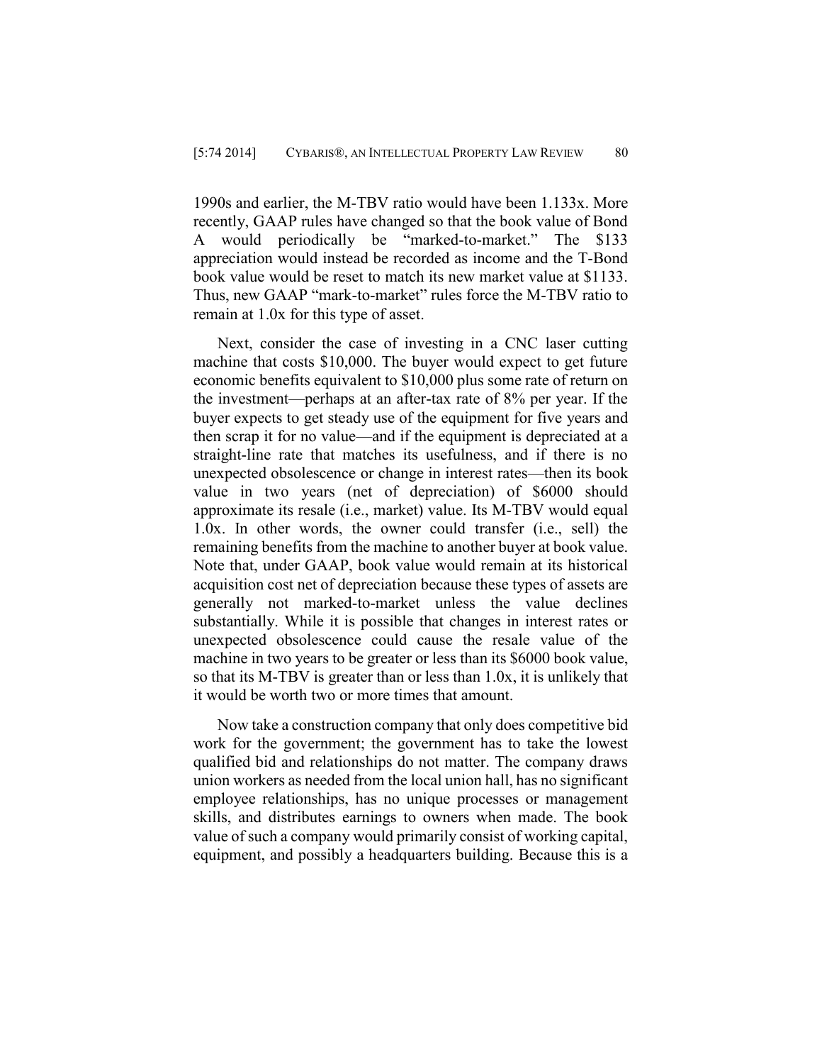1990s and earlier, the M-TBV ratio would have been 1.133x. More recently, GAAP rules have changed so that the book value of Bond A would periodically be "marked-to-market." The $133 appreciation would instead be recorded as income and the T-Bond book value would be reset to match its new market value at $1133. Thus, new GAAP "mark-to-market" rules force the M-TBV ratio to remain at 1.0x for this type of asset.

Next, consider the case of investing in a CNC laser cutting machine that costs $10,000. The buyer would expect to get future economic benefits equivalent to $10,000 plus some rate of return on the investment—perhaps at an after-tax rate of 8% per year. If the buyer expects to get steady use of the equipment for five years and then scrap it for no value—and if the equipment is depreciated at a straight-line rate that matches its usefulness, and if there is no unexpected obsolescence or change in interest rates—then its book value in two years (net of depreciation) of $6000 should approximate its resale (i.e., market) value. Its M-TBV would equal 1.0x. In other words, the owner could transfer (i.e., sell) the remaining benefits from the machine to another buyer at book value. Note that, under GAAP, book value would remain at its historical acquisition cost net of depreciation because these types of assets are generally not marked-to-market unless the value declines substantially. While it is possible that changes in interest rates or unexpected obsolescence could cause the resale value of the machine in two years to be greater or less than its $6000 book value, so that its M-TBV is greater than or less than 1.0x, it is unlikely that it would be worth two or more times that amount.

Now take a construction company that only does competitive bid work for the government; the government has to take the lowest qualified bid and relationships do not matter. The company draws union workers as needed from the local union hall, has no significant employee relationships, has no unique processes or management skills, and distributes earnings to owners when made. The book value of such a company would primarily consist of working capital, equipment, and possibly a headquarters building. Because this is a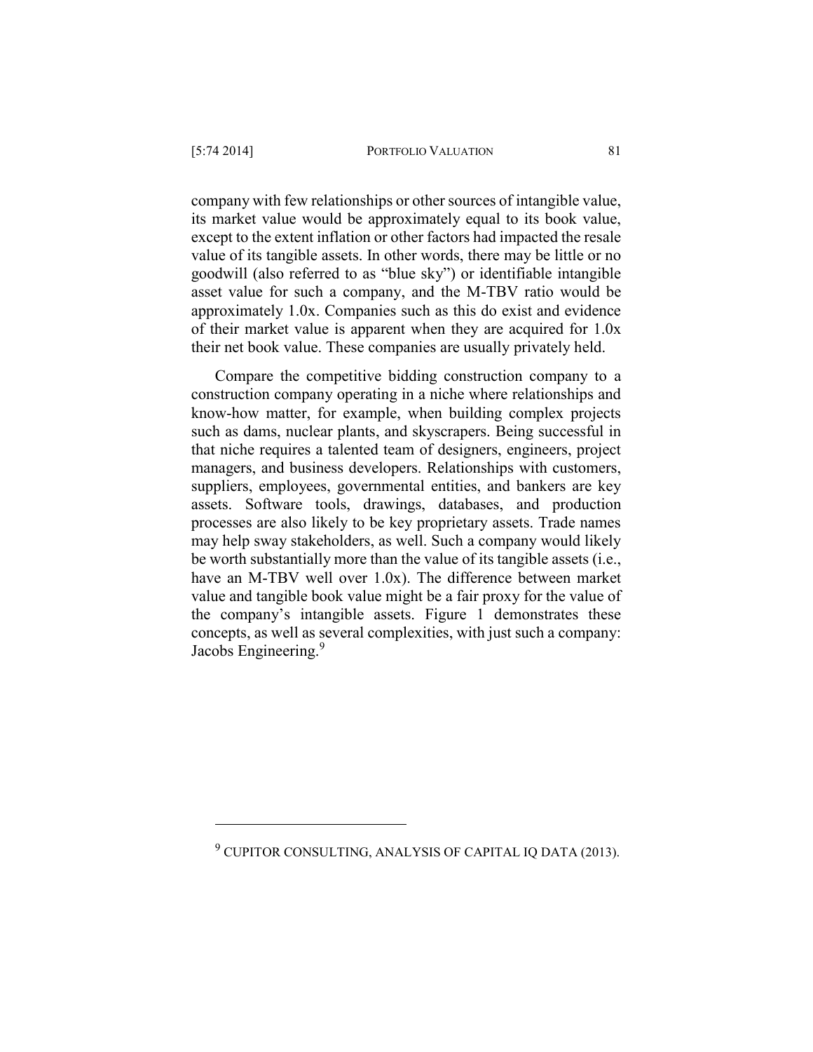company with few relationships or other sources of intangible value, its market value would be approximately equal to its book value, except to the extent inflation or other factors had impacted the resale value of its tangible assets. In other words, there may be little or no goodwill (also referred to as "blue sky") or identifiable intangible asset value for such a company, and the M-TBV ratio would be approximately 1.0x. Companies such as this do exist and evidence of their market value is apparent when they are acquired for 1.0x their net book value. These companies are usually privately held.

Compare the competitive bidding construction company to a construction company operating in a niche where relationships and know-how matter, for example, when building complex projects such as dams, nuclear plants, and skyscrapers. Being successful in that niche requires a talented team of designers, engineers, project managers, and business developers. Relationships with customers, suppliers, employees, governmental entities, and bankers are key assets. Software tools, drawings, databases, and production processes are also likely to be key proprietary assets. Trade names may help sway stakeholders, as well. Such a company would likely be worth substantially more than the value of its tangible assets (i.e., have an M-TBV well over 1.0x). The difference between market value and tangible book value might be a fair proxy for the value of the company's intangible assets. Figure 1 demonstrates these concepts, as well as several complexities, with just such a company: Jacobs Engineering.[9]

---

[9] CUPITOR CONSULTING, ANALYSIS OF CAPITAL IQ DATA (2013).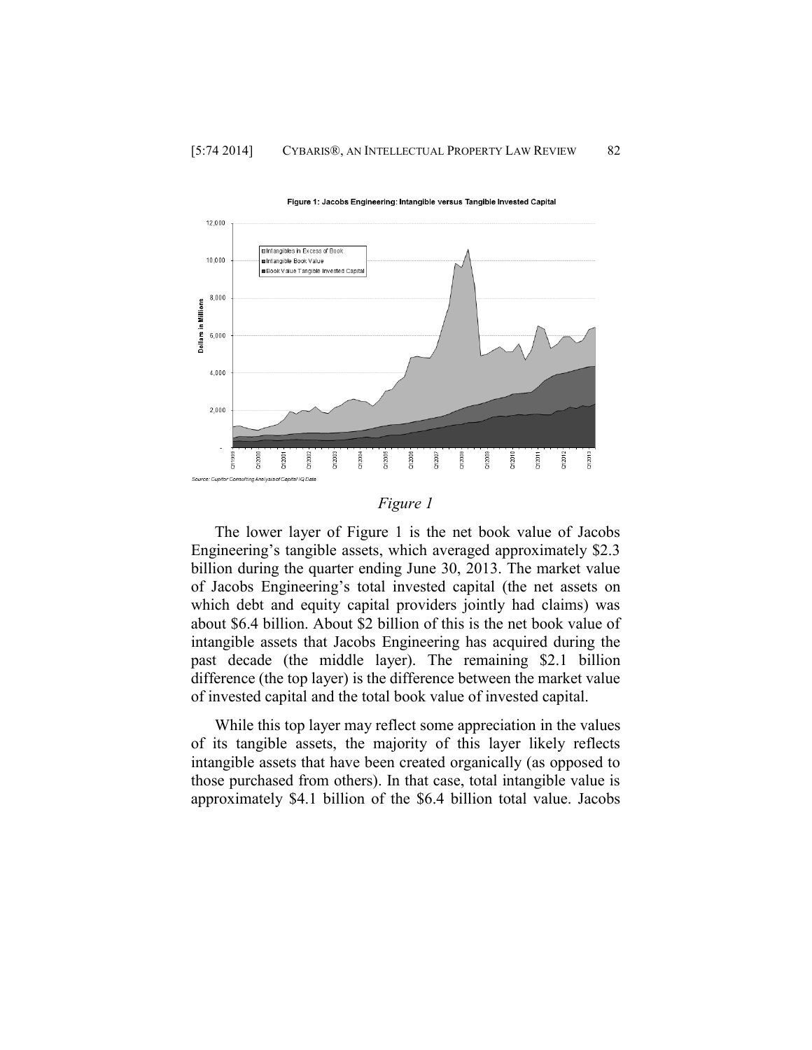*Figure 1*

The lower layer of Figure 1 is the net book value of Jacobs Engineering's tangible assets, which averaged approximately \$2.3 billion during the quarter ending June 30, 2013. The market value of Jacobs Engineering's total invested capital (the net assets on which debt and equity capital providers jointly had claims) was about \$6.4 billion. About \$2 billion of this is the net book value of intangible assets that Jacobs Engineering has acquired during the past decade (the middle layer). The remaining \$2.1 billion difference (the top layer) is the difference between the market value of invested capital and the total book value of invested capital.

While this top layer may reflect some appreciation in the values of its tangible assets, the majority of this layer likely reflects intangible assets that have been created organically (as opposed to those purchased from others). In that case, total intangible value is approximately \$4.1 billion of the \$6.4 billion total value. Jacobs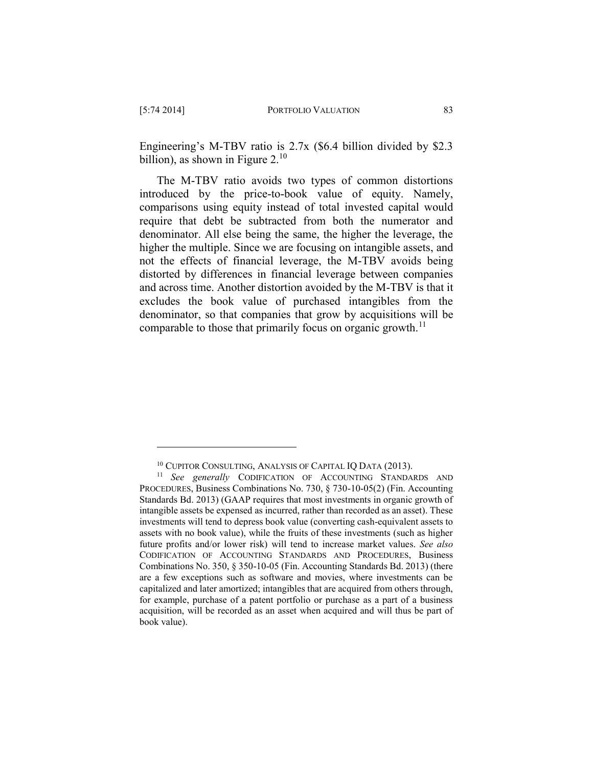Engineering's M-TBV ratio is 2.7x ($6.4 billion divided by $2.3 billion), as shown in Figure 2.[10]

The M-TBV ratio avoids two types of common distortions introduced by the price-to-book value of equity. Namely, comparisons using equity instead of total invested capital would require that debt be subtracted from both the numerator and denominator. All else being the same, the higher the leverage, the higher the multiple. Since we are focusing on intangible assets, and not the effects of financial leverage, the M-TBV avoids being distorted by differences in financial leverage between companies and across time. Another distortion avoided by the M-TBV is that it excludes the book value of purchased intangibles from the denominator, so that companies that grow by acquisitions will be comparable to those that primarily focus on organic growth.[11]

---

[10] CUPITOR CONSULTING, ANALYSIS OF CAPITAL IQ DATA (2013).

[11] *See generally* CODIFICATION OF ACCOUNTING STANDARDS AND PROCEDURES, Business Combinations No. 730, § 730-10-05(2) (Fin. Accounting Standards Bd. 2013) (GAAP requires that most investments in organic growth of intangible assets be expensed as incurred, rather than recorded as an asset). These investments will tend to depress book value (converting cash-equivalent assets to assets with no book value), while the fruits of these investments (such as higher future profits and/or lower risk) will tend to increase market values. *See also* CODIFICATION OF ACCOUNTING STANDARDS AND PROCEDURES, Business Combinations No. 350, § 350-10-05 (Fin. Accounting Standards Bd. 2013) (there are a few exceptions such as software and movies, where investments can be capitalized and later amortized; intangibles that are acquired from others through, for example, purchase of a patent portfolio or purchase as a part of a business acquisition, will be recorded as an asset when acquired and will thus be part of book value).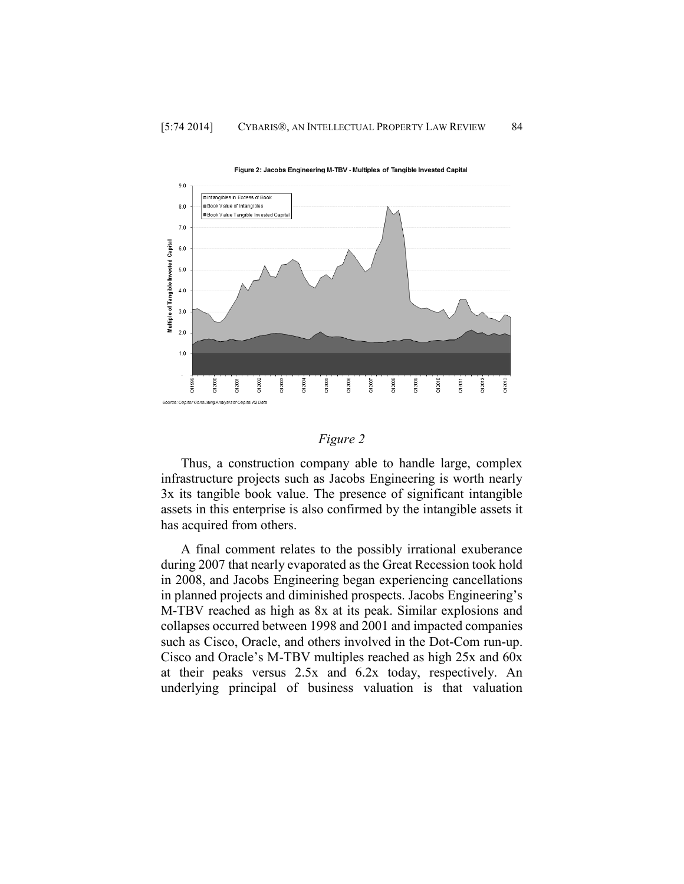Figure 2: Jacobs Engineering M-TBV - Multiples of Tangible Invested Capital

Source: Cupitor Consulting Analysis of Capital IQ Data

*Figure 2*

Thus, a construction company able to handle large, complex infrastructure projects such as Jacobs Engineering is worth nearly 3x its tangible book value. The presence of significant intangible assets in this enterprise is also confirmed by the intangible assets it has acquired from others.

A final comment relates to the possibly irrational exuberance during 2007 that nearly evaporated as the Great Recession took hold in 2008, and Jacobs Engineering began experiencing cancellations in planned projects and diminished prospects. Jacobs Engineering's M-TBV reached as high as 8x at its peak. Similar explosions and collapses occurred between 1998 and 2001 and impacted companies such as Cisco, Oracle, and others involved in the Dot-Com run-up. Cisco and Oracle's M-TBV multiples reached as high 25x and 60x at their peaks versus 2.5x and 6.2x today, respectively. An underlying principal of business valuation is that valuation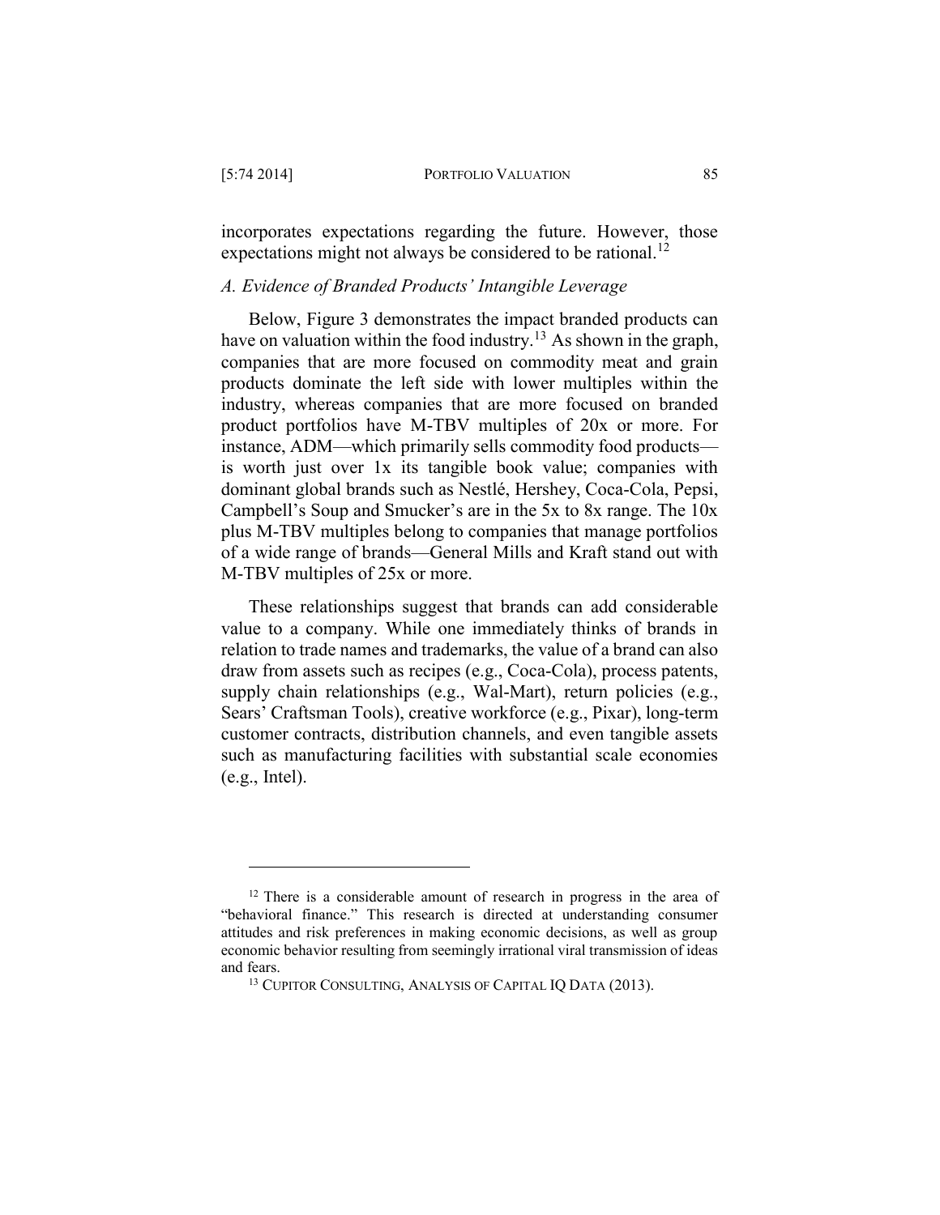incorporates expectations regarding the future. However, those expectations might not always be considered to be rational.[12]

### *A. Evidence of Branded Products' Intangible Leverage*

Below, Figure 3 demonstrates the impact branded products can have on valuation within the food industry.[13] As shown in the graph, companies that are more focused on commodity meat and grain products dominate the left side with lower multiples within the industry, whereas companies that are more focused on branded product portfolios have M-TBV multiples of 20x or more. For instance, ADM—which primarily sells commodity food products—is worth just over 1x its tangible book value; companies with dominant global brands such as Nestlé, Hershey, Coca-Cola, Pepsi, Campbell's Soup and Smucker's are in the 5x to 8x range. The 10x plus M-TBV multiples belong to companies that manage portfolios of a wide range of brands—General Mills and Kraft stand out with M-TBV multiples of 25x or more.

These relationships suggest that brands can add considerable value to a company. While one immediately thinks of brands in relation to trade names and trademarks, the value of a brand can also draw from assets such as recipes (e.g., Coca-Cola), process patents, supply chain relationships (e.g., Wal-Mart), return policies (e.g., Sears' Craftsman Tools), creative workforce (e.g., Pixar), long-term customer contracts, distribution channels, and even tangible assets such as manufacturing facilities with substantial scale economies (e.g., Intel).

---

[12] There is a considerable amount of research in progress in the area of "behavioral finance." This research is directed at understanding consumer attitudes and risk preferences in making economic decisions, as well as group economic behavior resulting from seemingly irrational viral transmission of ideas and fears.

[13] CUPITOR CONSULTING, ANALYSIS OF CAPITAL IQ DATA (2013).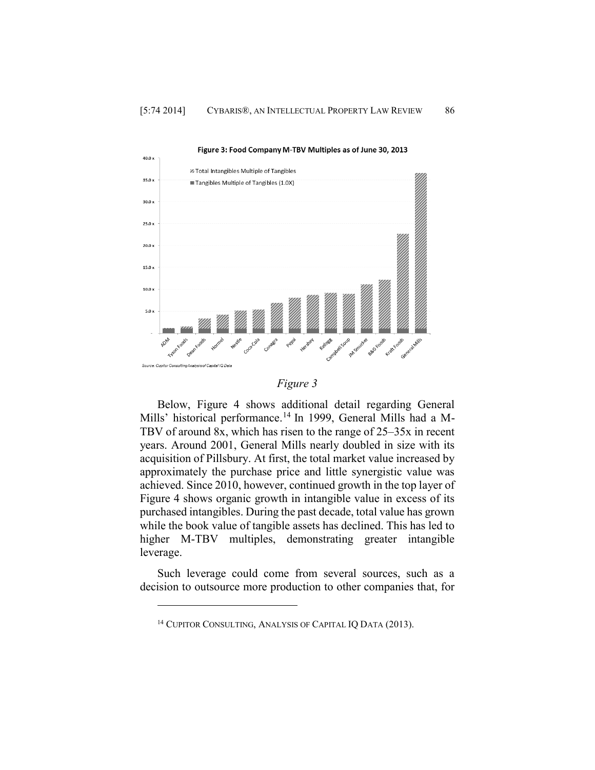*Figure 3*

Below, Figure 4 shows additional detail regarding General Mills' historical performance.[14] In 1999, General Mills had a M-TBV of around 8x, which has risen to the range of 25–35x in recent years. Around 2001, General Mills nearly doubled in size with its acquisition of Pillsbury. At first, the total market value increased by approximately the purchase price and little synergistic value was achieved. Since 2010, however, continued growth in the top layer of Figure 4 shows organic growth in intangible value in excess of its purchased intangibles. During the past decade, total value has grown while the book value of tangible assets has declined. This has led to higher M-TBV multiples, demonstrating greater intangible leverage.

Such leverage could come from several sources, such as a decision to outsource more production to other companies that, for

---

[14] CUPITOR CONSULTING, ANALYSIS OF CAPITAL IQ DATA (2013).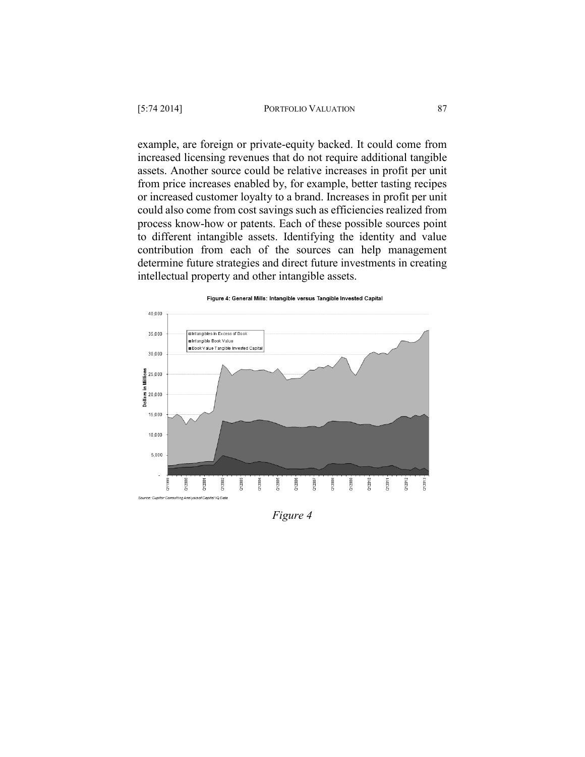example, are foreign or private-equity backed. It could come from increased licensing revenues that do not require additional tangible assets. Another source could be relative increases in profit per unit from price increases enabled by, for example, better tasting recipes or increased customer loyalty to a brand. Increases in profit per unit could also come from cost savings such as efficiencies realized from process know-how or patents. Each of these possible sources point to different intangible assets. Identifying the identity and value contribution from each of the sources can help management determine future strategies and direct future investments in creating intellectual property and other intangible assets.

**Figure 4: General Mills: Intangible versus Tangible Invested Capital**

Source: Cupitor Consulting Analysis of Capital IQ Data

*Figure 4*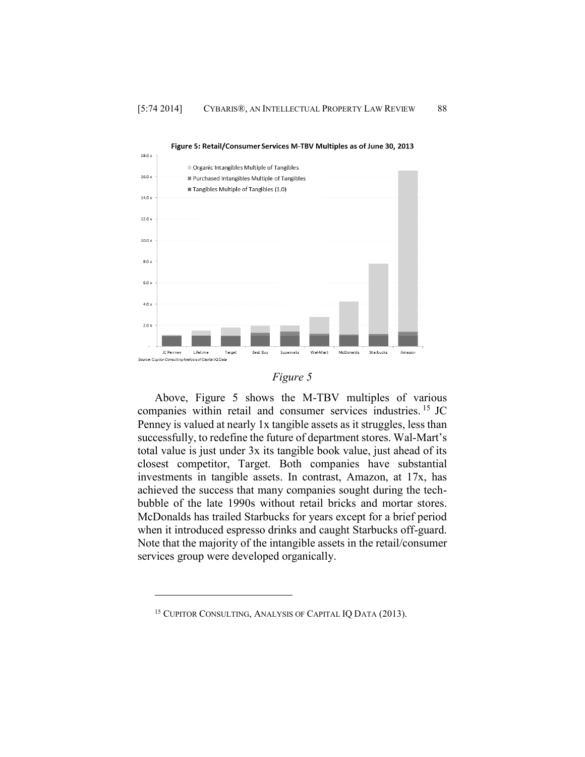Figure 5: Retail/Consumer Services M-TBV Multiples as of June 30, 2013

Source: Cupitor Consulting Analysis of Capital IQ Data

*Figure 5*

Above, Figure 5 shows the M-TBV multiples of various companies within retail and consumer services industries.[15] JC Penney is valued at nearly 1x tangible assets as it struggles, less than successfully, to redefine the future of department stores. Wal-Mart's total value is just under 3x its tangible book value, just ahead of its closest competitor, Target. Both companies have substantial investments in tangible assets. In contrast, Amazon, at 17x, has achieved the success that many companies sought during the tech-bubble of the late 1990s without retail bricks and mortar stores. McDonalds has trailed Starbucks for years except for a brief period when it introduced espresso drinks and caught Starbucks off-guard. Note that the majority of the intangible assets in the retail/consumer services group were developed organically.

---

[15] CUPITOR CONSULTING, ANALYSIS OF CAPITAL IQ DATA (2013).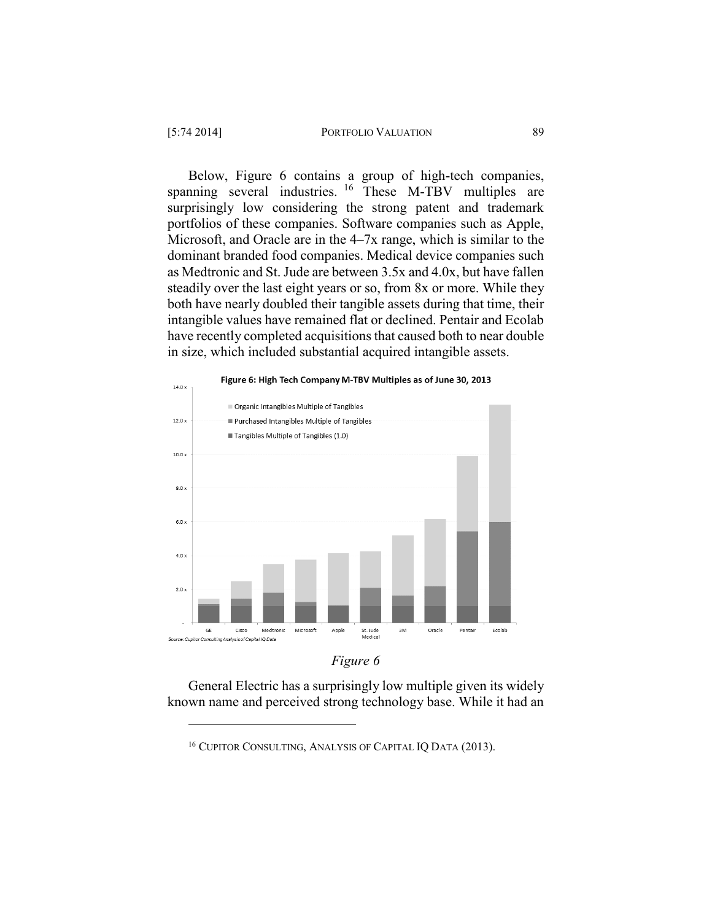Below, Figure 6 contains a group of high-tech companies, spanning several industries.[16] These M-TBV multiples are surprisingly low considering the strong patent and trademark portfolios of these companies. Software companies such as Apple, Microsoft, and Oracle are in the 4–7x range, which is similar to the dominant branded food companies. Medical device companies such as Medtronic and St. Jude are between 3.5x and 4.0x, but have fallen steadily over the last eight years or so, from 8x or more. While they both have nearly doubled their tangible assets during that time, their intangible values have remained flat or declined. Pentair and Ecolab have recently completed acquisitions that caused both to near double in size, which included substantial acquired intangible assets.

Figure 6: High Tech Company M-TBV Multiples as of June 30, 2013

Source: Cupitor Consulting Analysis of Capital IQ Data

*Figure 6*

General Electric has a surprisingly low multiple given its widely known name and perceived strong technology base. While it had an

---

[16] CUPITOR CONSULTING, ANALYSIS OF CAPITAL IQ DATA (2013).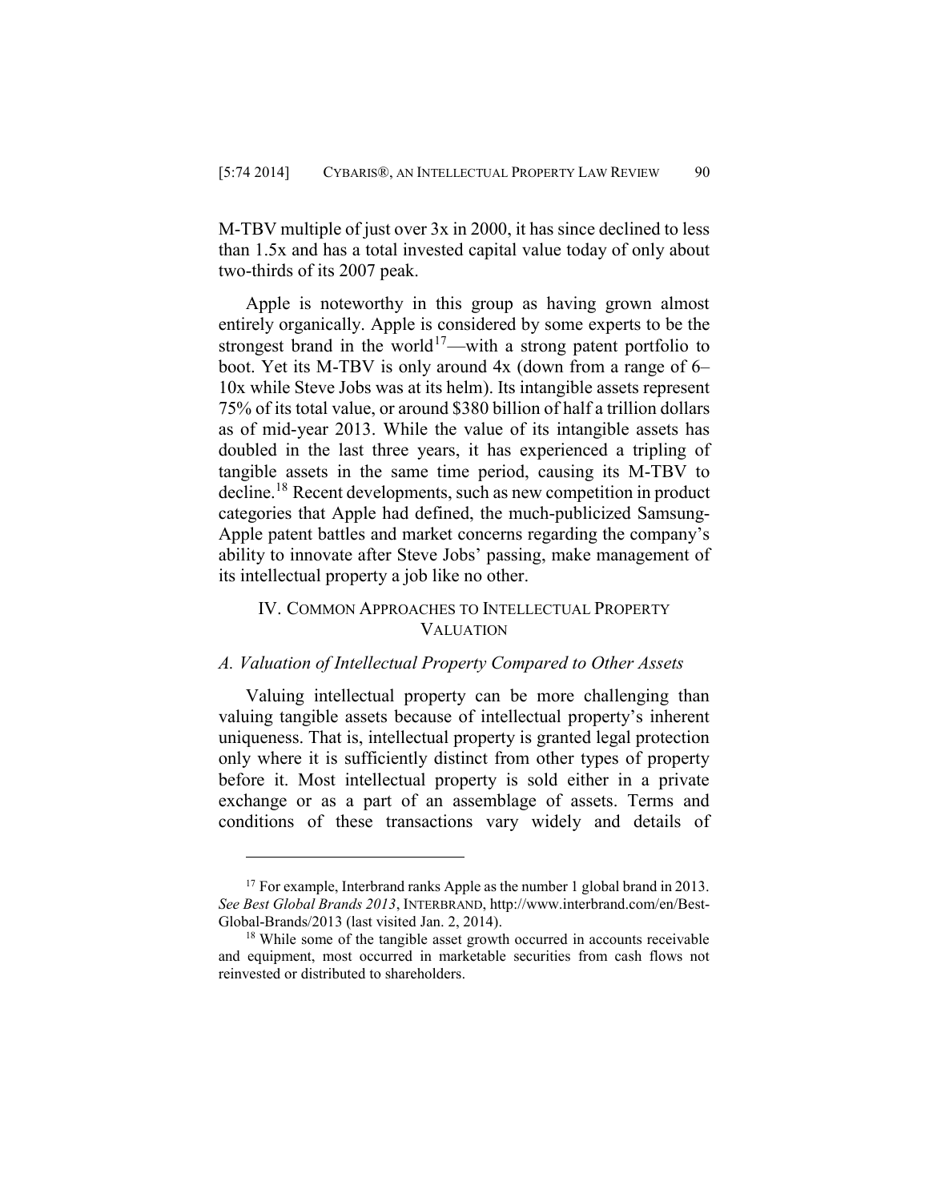M-TBV multiple of just over 3x in 2000, it has since declined to less than 1.5x and has a total invested capital value today of only about two-thirds of its 2007 peak.

Apple is noteworthy in this group as having grown almost entirely organically. Apple is considered by some experts to be the strongest brand in the world[17]—with a strong patent portfolio to boot. Yet its M-TBV is only around 4x (down from a range of 6–10x while Steve Jobs was at its helm). Its intangible assets represent 75% of its total value, or around $380 billion of half a trillion dollars as of mid-year 2013. While the value of its intangible assets has doubled in the last three years, it has experienced a tripling of tangible assets in the same time period, causing its M-TBV to decline.[18] Recent developments, such as new competition in product categories that Apple had defined, the much-publicized Samsung-Apple patent battles and market concerns regarding the company's ability to innovate after Steve Jobs' passing, make management of its intellectual property a job like no other.

## IV. Common Approaches to Intellectual Property Valuation

### *A. Valuation of Intellectual Property Compared to Other Assets*

Valuing intellectual property can be more challenging than valuing tangible assets because of intellectual property's inherent uniqueness. That is, intellectual property is granted legal protection only where it is sufficiently distinct from other types of property before it. Most intellectual property is sold either in a private exchange or as a part of an assemblage of assets. Terms and conditions of these transactions vary widely and details of

---

[17] For example, Interbrand ranks Apple as the number 1 global brand in 2013. *See Best Global Brands 2013*, INTERBRAND, http://www.interbrand.com/en/Best-Global-Brands/2013 (last visited Jan. 2, 2014).

[18] While some of the tangible asset growth occurred in accounts receivable and equipment, most occurred in marketable securities from cash flows not reinvested or distributed to shareholders.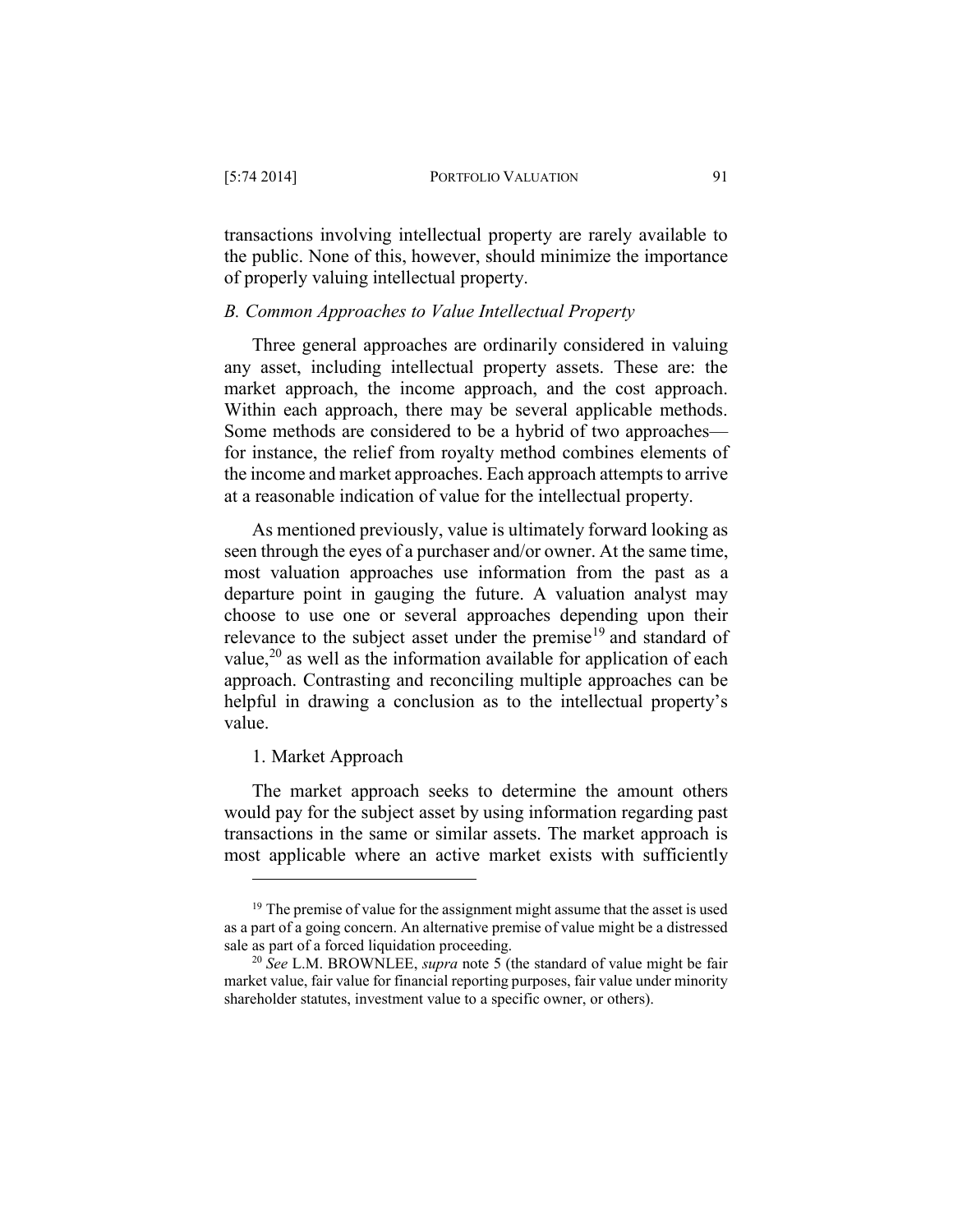transactions involving intellectual property are rarely available to the public. None of this, however, should minimize the importance of properly valuing intellectual property.

### *B. Common Approaches to Value Intellectual Property*

Three general approaches are ordinarily considered in valuing any asset, including intellectual property assets. These are: the market approach, the income approach, and the cost approach. Within each approach, there may be several applicable methods. Some methods are considered to be a hybrid of two approaches—for instance, the relief from royalty method combines elements of the income and market approaches. Each approach attempts to arrive at a reasonable indication of value for the intellectual property.

As mentioned previously, value is ultimately forward looking as seen through the eyes of a purchaser and/or owner. At the same time, most valuation approaches use information from the past as a departure point in gauging the future. A valuation analyst may choose to use one or several approaches depending upon their relevance to the subject asset under the premise[19] and standard of value,[20] as well as the information available for application of each approach. Contrasting and reconciling multiple approaches can be helpful in drawing a conclusion as to the intellectual property's value.

#### 1. Market Approach

The market approach seeks to determine the amount others would pay for the subject asset by using information regarding past transactions in the same or similar assets. The market approach is most applicable where an active market exists with sufficiently

---

[19] The premise of value for the assignment might assume that the asset is used as a part of a going concern. An alternative premise of value might be a distressed sale as part of a forced liquidation proceeding.

[20] *See* L.M. BROWNLEE, *supra* note 5 (the standard of value might be fair market value, fair value for financial reporting purposes, fair value under minority shareholder statutes, investment value to a specific owner, or others).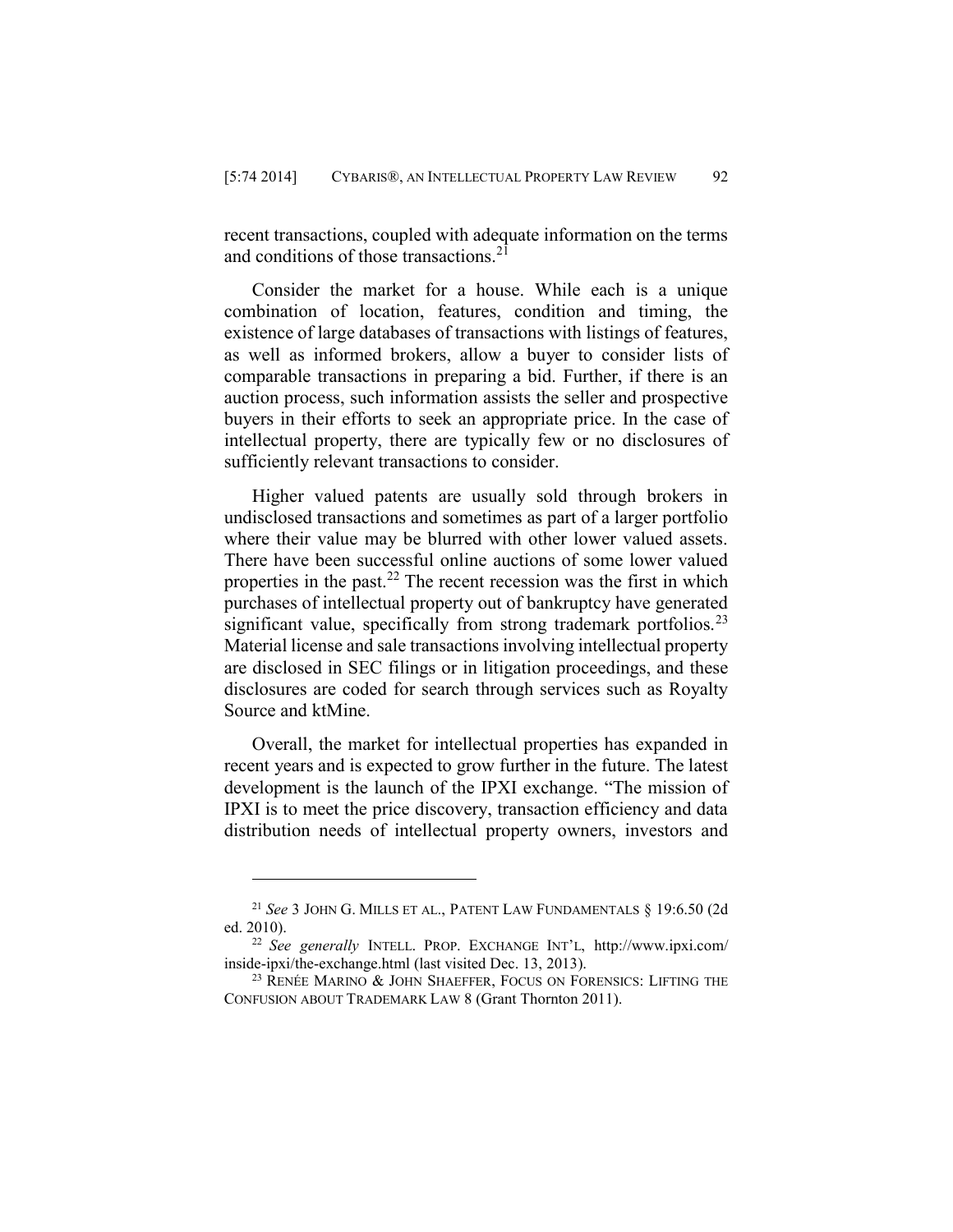recent transactions, coupled with adequate information on the terms and conditions of those transactions.[21]

Consider the market for a house. While each is a unique combination of location, features, condition and timing, the existence of large databases of transactions with listings of features, as well as informed brokers, allow a buyer to consider lists of comparable transactions in preparing a bid. Further, if there is an auction process, such information assists the seller and prospective buyers in their efforts to seek an appropriate price. In the case of intellectual property, there are typically few or no disclosures of sufficiently relevant transactions to consider.

Higher valued patents are usually sold through brokers in undisclosed transactions and sometimes as part of a larger portfolio where their value may be blurred with other lower valued assets. There have been successful online auctions of some lower valued properties in the past.[22] The recent recession was the first in which purchases of intellectual property out of bankruptcy have generated significant value, specifically from strong trademark portfolios.[23] Material license and sale transactions involving intellectual property are disclosed in SEC filings or in litigation proceedings, and these disclosures are coded for search through services such as Royalty Source and ktMine.

Overall, the market for intellectual properties has expanded in recent years and is expected to grow further in the future. The latest development is the launch of the IPXI exchange. "The mission of IPXI is to meet the price discovery, transaction efficiency and data distribution needs of intellectual property owners, investors and

---

[21] *See* 3 JOHN G. MILLS ET AL., PATENT LAW FUNDAMENTALS § 19:6.50 (2d ed. 2010).

[22] *See generally* INTELL. PROP. EXCHANGE INT'L, http://www.ipxi.com/inside-ipxi/the-exchange.html (last visited Dec. 13, 2013).

[23] RENÉE MARINO & JOHN SHAEFFER, FOCUS ON FORENSICS: LIFTING THE CONFUSION ABOUT TRADEMARK LAW 8 (Grant Thornton 2011).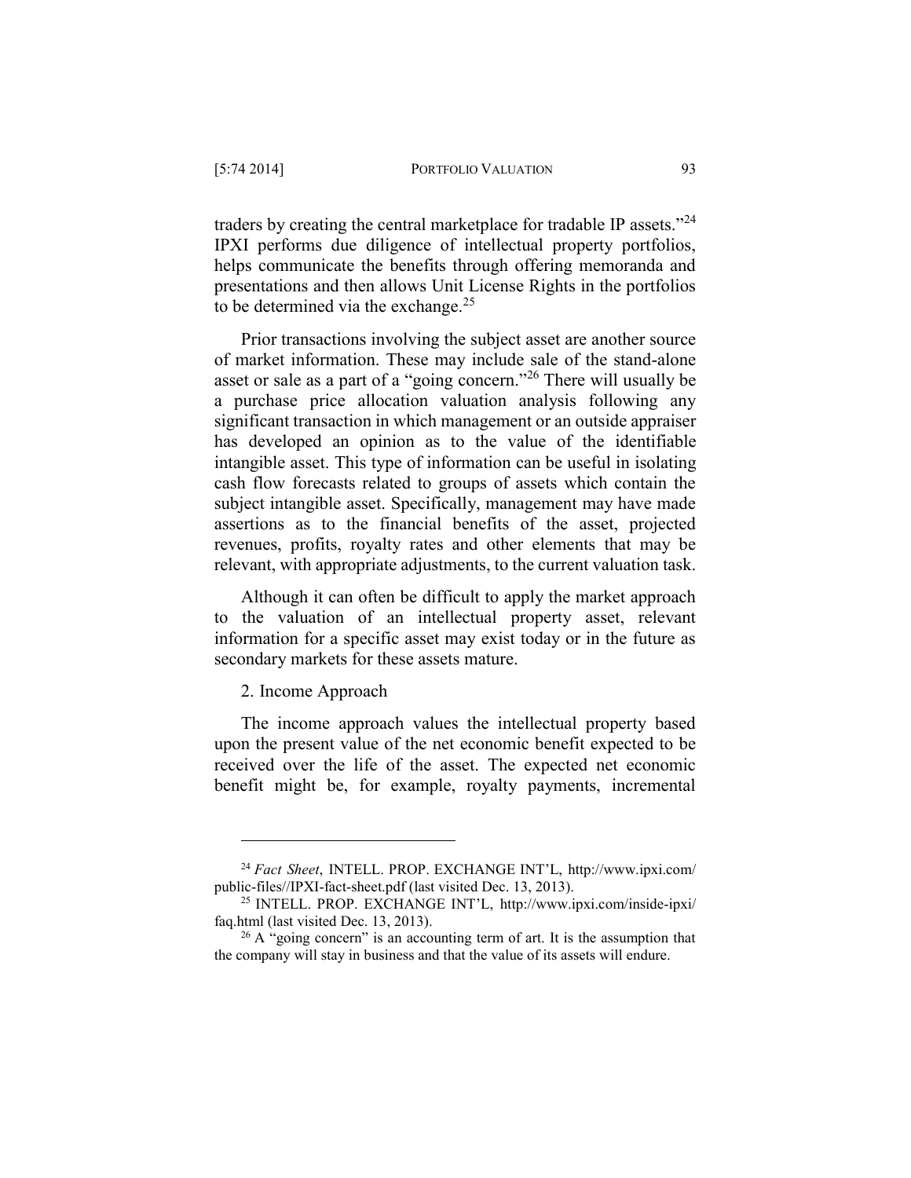traders by creating the central marketplace for tradable IP assets."[24] IPXI performs due diligence of intellectual property portfolios, helps communicate the benefits through offering memoranda and presentations and then allows Unit License Rights in the portfolios to be determined via the exchange.[25]

Prior transactions involving the subject asset are another source of market information. These may include sale of the stand-alone asset or sale as a part of a "going concern."[26] There will usually be a purchase price allocation valuation analysis following any significant transaction in which management or an outside appraiser has developed an opinion as to the value of the identifiable intangible asset. This type of information can be useful in isolating cash flow forecasts related to groups of assets which contain the subject intangible asset. Specifically, management may have made assertions as to the financial benefits of the asset, projected revenues, profits, royalty rates and other elements that may be relevant, with appropriate adjustments, to the current valuation task.

Although it can often be difficult to apply the market approach to the valuation of an intellectual property asset, relevant information for a specific asset may exist today or in the future as secondary markets for these assets mature.

2. Income Approach

The income approach values the intellectual property based upon the present value of the net economic benefit expected to be received over the life of the asset. The expected net economic benefit might be, for example, royalty payments, incremental

---

[24] *Fact Sheet*, INTELL. PROP. EXCHANGE INT'L, http://www.ipxi.com/public-files//IPXI-fact-sheet.pdf (last visited Dec. 13, 2013).

[25] INTELL. PROP. EXCHANGE INT'L, http://www.ipxi.com/inside-ipxi/faq.html (last visited Dec. 13, 2013).

[26] A "going concern" is an accounting term of art. It is the assumption that the company will stay in business and that the value of its assets will endure.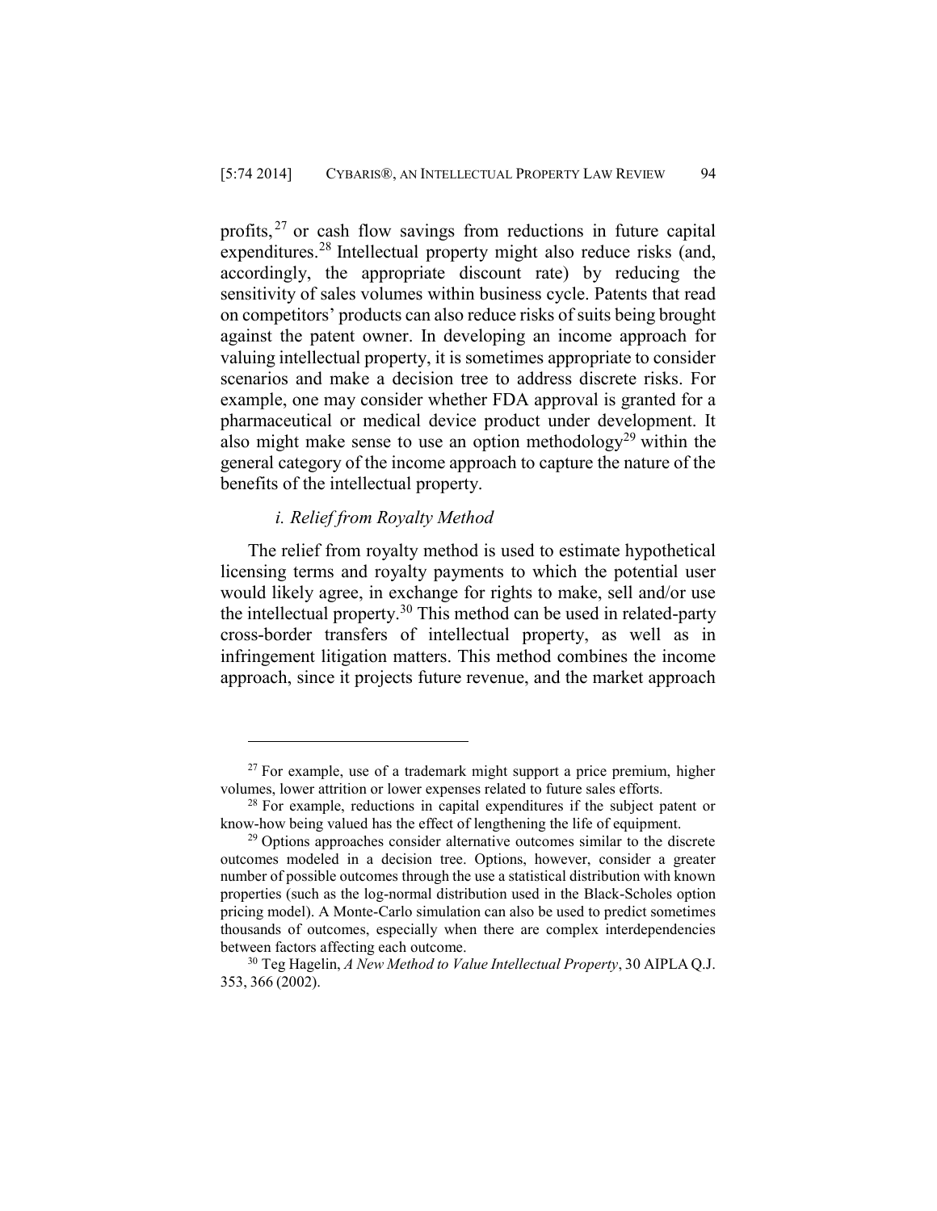profits,[27] or cash flow savings from reductions in future capital expenditures.[28] Intellectual property might also reduce risks (and, accordingly, the appropriate discount rate) by reducing the sensitivity of sales volumes within business cycle. Patents that read on competitors' products can also reduce risks of suits being brought against the patent owner. In developing an income approach for valuing intellectual property, it is sometimes appropriate to consider scenarios and make a decision tree to address discrete risks. For example, one may consider whether FDA approval is granted for a pharmaceutical or medical device product under development. It also might make sense to use an option methodology[29] within the general category of the income approach to capture the nature of the benefits of the intellectual property.

### *i. Relief from Royalty Method*

The relief from royalty method is used to estimate hypothetical licensing terms and royalty payments to which the potential user would likely agree, in exchange for rights to make, sell and/or use the intellectual property.[30] This method can be used in related-party cross-border transfers of intellectual property, as well as in infringement litigation matters. This method combines the income approach, since it projects future revenue, and the market approach

---

[27] For example, use of a trademark might support a price premium, higher volumes, lower attrition or lower expenses related to future sales efforts.

[28] For example, reductions in capital expenditures if the subject patent or know-how being valued has the effect of lengthening the life of equipment.

[29] Options approaches consider alternative outcomes similar to the discrete outcomes modeled in a decision tree. Options, however, consider a greater number of possible outcomes through the use a statistical distribution with known properties (such as the log-normal distribution used in the Black-Scholes option pricing model). A Monte-Carlo simulation can also be used to predict sometimes thousands of outcomes, especially when there are complex interdependencies between factors affecting each outcome.

[30] Teg Hagelin, *A New Method to Value Intellectual Property*, 30 AIPLA Q.J. 353, 366 (2002).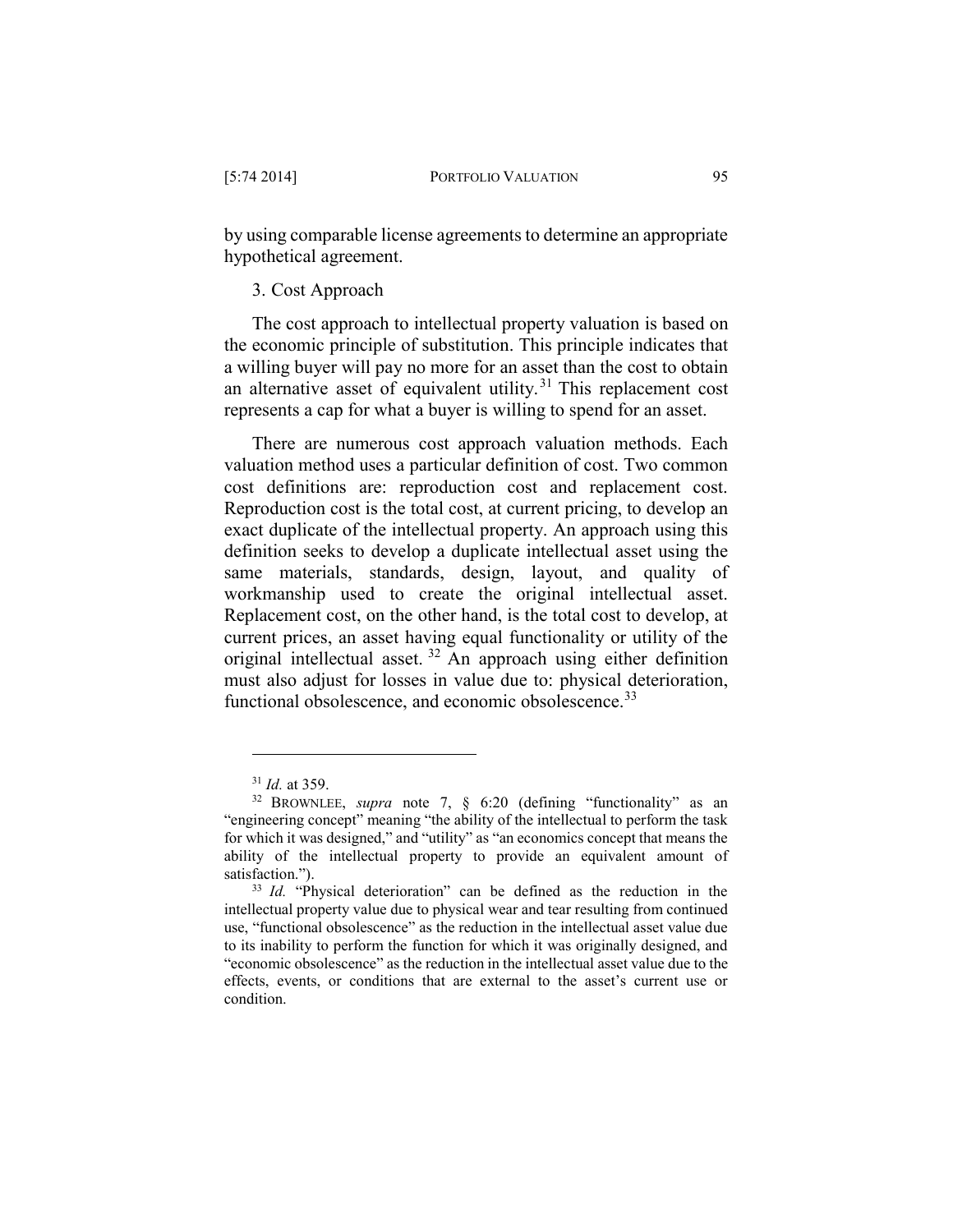by using comparable license agreements to determine an appropriate hypothetical agreement.

### 3. Cost Approach

The cost approach to intellectual property valuation is based on the economic principle of substitution. This principle indicates that a willing buyer will pay no more for an asset than the cost to obtain an alternative asset of equivalent utility.[31] This replacement cost represents a cap for what a buyer is willing to spend for an asset.

There are numerous cost approach valuation methods. Each valuation method uses a particular definition of cost. Two common cost definitions are: reproduction cost and replacement cost. Reproduction cost is the total cost, at current pricing, to develop an exact duplicate of the intellectual property. An approach using this definition seeks to develop a duplicate intellectual asset using the same materials, standards, design, layout, and quality of workmanship used to create the original intellectual asset. Replacement cost, on the other hand, is the total cost to develop, at current prices, an asset having equal functionality or utility of the original intellectual asset.[32] An approach using either definition must also adjust for losses in value due to: physical deterioration, functional obsolescence, and economic obsolescence.[33]

---

[31] *Id.* at 359.

[32] BROWNLEE, *supra* note 7, § 6:20 (defining "functionality" as an "engineering concept" meaning "the ability of the intellectual to perform the task for which it was designed," and "utility" as "an economics concept that means the ability of the intellectual property to provide an equivalent amount of satisfaction.").

[33] *Id.* "Physical deterioration" can be defined as the reduction in the intellectual property value due to physical wear and tear resulting from continued use, "functional obsolescence" as the reduction in the intellectual asset value due to its inability to perform the function for which it was originally designed, and "economic obsolescence" as the reduction in the intellectual asset value due to the effects, events, or conditions that are external to the asset's current use or condition.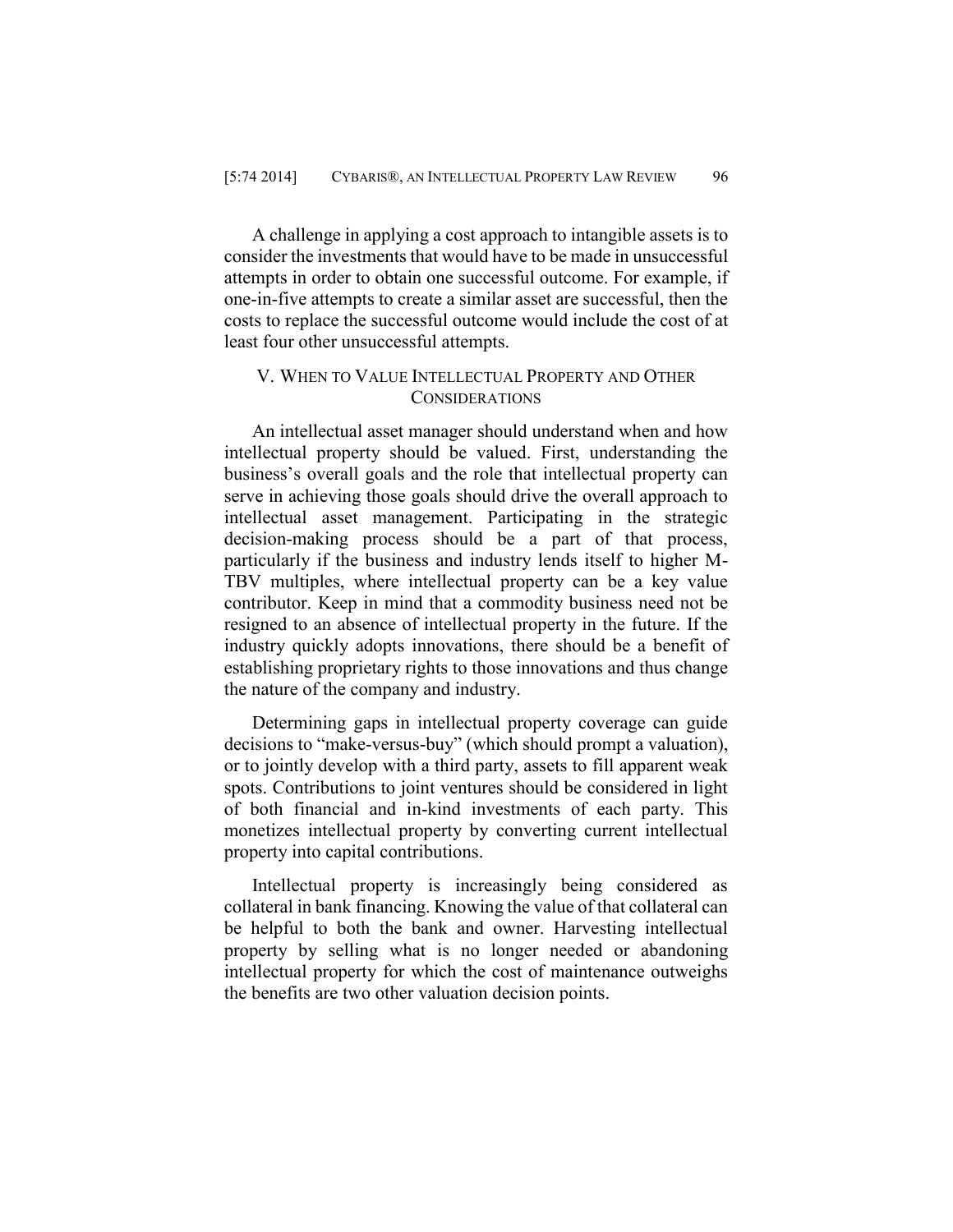A challenge in applying a cost approach to intangible assets is to consider the investments that would have to be made in unsuccessful attempts in order to obtain one successful outcome. For example, if one-in-five attempts to create a similar asset are successful, then the costs to replace the successful outcome would include the cost of at least four other unsuccessful attempts.

## V. When to Value Intellectual Property and Other Considerations

An intellectual asset manager should understand when and how intellectual property should be valued. First, understanding the business's overall goals and the role that intellectual property can serve in achieving those goals should drive the overall approach to intellectual asset management. Participating in the strategic decision-making process should be a part of that process, particularly if the business and industry lends itself to higher M-TBV multiples, where intellectual property can be a key value contributor. Keep in mind that a commodity business need not be resigned to an absence of intellectual property in the future. If the industry quickly adopts innovations, there should be a benefit of establishing proprietary rights to those innovations and thus change the nature of the company and industry.

Determining gaps in intellectual property coverage can guide decisions to "make-versus-buy" (which should prompt a valuation), or to jointly develop with a third party, assets to fill apparent weak spots. Contributions to joint ventures should be considered in light of both financial and in-kind investments of each party. This monetizes intellectual property by converting current intellectual property into capital contributions.

Intellectual property is increasingly being considered as collateral in bank financing. Knowing the value of that collateral can be helpful to both the bank and owner. Harvesting intellectual property by selling what is no longer needed or abandoning intellectual property for which the cost of maintenance outweighs the benefits are two other valuation decision points.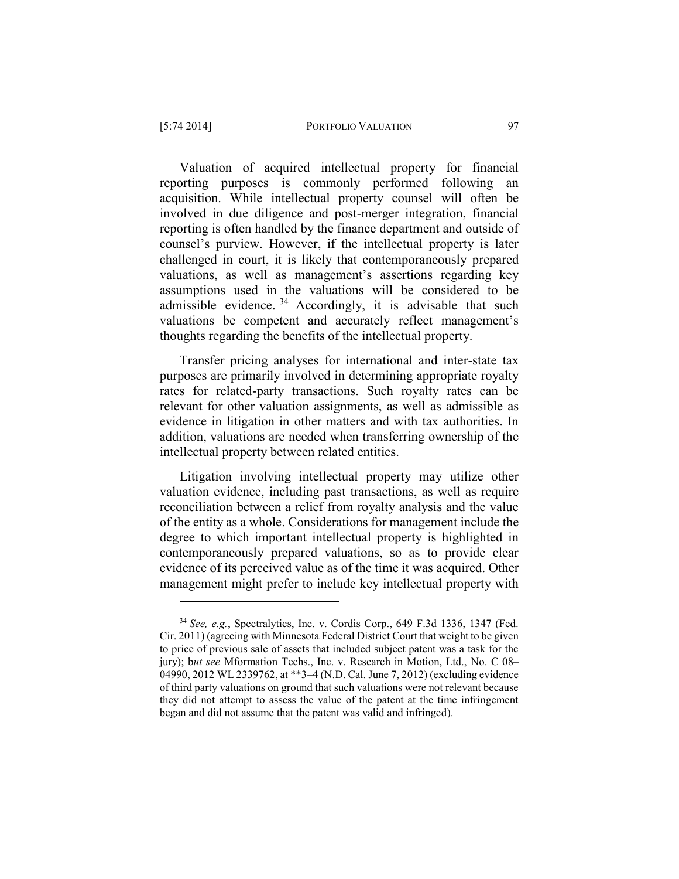Valuation of acquired intellectual property for financial reporting purposes is commonly performed following an acquisition. While intellectual property counsel will often be involved in due diligence and post-merger integration, financial reporting is often handled by the finance department and outside of counsel's purview. However, if the intellectual property is later challenged in court, it is likely that contemporaneously prepared valuations, as well as management's assertions regarding key assumptions used in the valuations will be considered to be admissible evidence.[34] Accordingly, it is advisable that such valuations be competent and accurately reflect management's thoughts regarding the benefits of the intellectual property.

Transfer pricing analyses for international and inter-state tax purposes are primarily involved in determining appropriate royalty rates for related-party transactions. Such royalty rates can be relevant for other valuation assignments, as well as admissible as evidence in litigation in other matters and with tax authorities. In addition, valuations are needed when transferring ownership of the intellectual property between related entities.

Litigation involving intellectual property may utilize other valuation evidence, including past transactions, as well as require reconciliation between a relief from royalty analysis and the value of the entity as a whole. Considerations for management include the degree to which important intellectual property is highlighted in contemporaneously prepared valuations, so as to provide clear evidence of its perceived value as of the time it was acquired. Other management might prefer to include key intellectual property with

---

[34] *See, e.g.*, Spectralytics, Inc. v. Cordis Corp., 649 F.3d 1336, 1347 (Fed. Cir. 2011) (agreeing with Minnesota Federal District Court that weight to be given to price of previous sale of assets that included subject patent was a task for the jury); b*ut see* Mformation Techs., Inc. v. Research in Motion, Ltd., No. C 08–04990, 2012 WL 2339762, at **3–4 (N.D. Cal. June 7, 2012) (excluding evidence of third party valuations on ground that such valuations were not relevant because they did not attempt to assess the value of the patent at the time infringement began and did not assume that the patent was valid and infringed).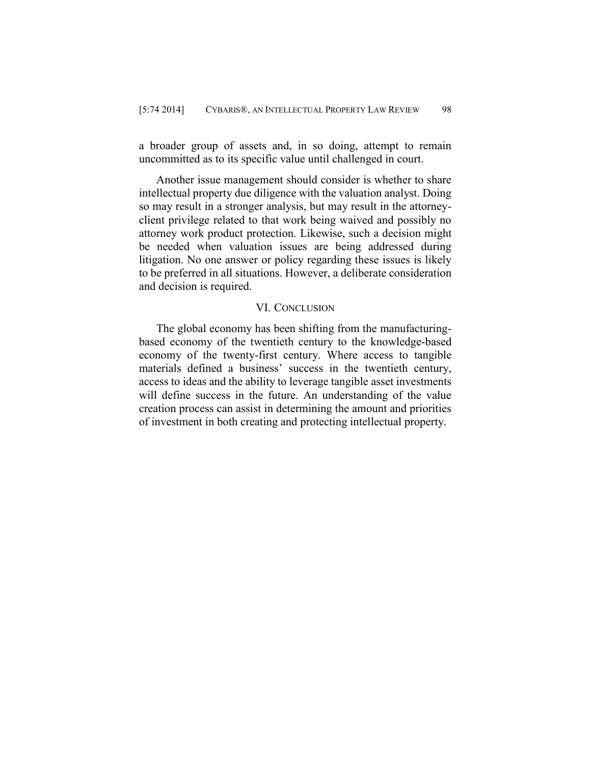a broader group of assets and, in so doing, attempt to remain uncommitted as to its specific value until challenged in court.

Another issue management should consider is whether to share intellectual property due diligence with the valuation analyst. Doing so may result in a stronger analysis, but may result in the attorney-client privilege related to that work being waived and possibly no attorney work product protection. Likewise, such a decision might be needed when valuation issues are being addressed during litigation. No one answer or policy regarding these issues is likely to be preferred in all situations. However, a deliberate consideration and decision is required.

## VI. CONCLUSION

The global economy has been shifting from the manufacturing-based economy of the twentieth century to the knowledge-based economy of the twenty-first century. Where access to tangible materials defined a business' success in the twentieth century, access to ideas and the ability to leverage tangible asset investments will define success in the future. An understanding of the value creation process can assist in determining the amount and priorities of investment in both creating and protecting intellectual property.